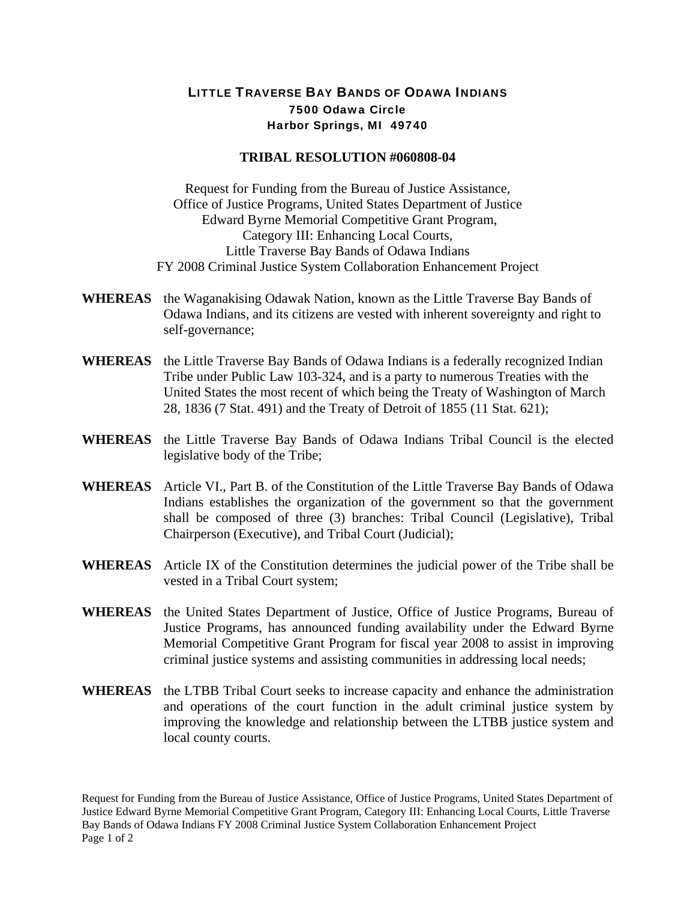# LITTLE TRAVERSE BAY BANDS OF ODAWA INDIANS

**7500 Odawa Circle**
**Harbor Springs, MI 49740**

## TRIBAL RESOLUTION #060808-04

Request for Funding from the Bureau of Justice Assistance,
Office of Justice Programs, United States Department of Justice
Edward Byrne Memorial Competitive Grant Program,
Category III: Enhancing Local Courts,
Little Traverse Bay Bands of Odawa Indians
FY 2008 Criminal Justice System Collaboration Enhancement Project

**WHEREAS** the Waganakising Odawak Nation, known as the Little Traverse Bay Bands of Odawa Indians, and its citizens are vested with inherent sovereignty and right to self-governance;

**WHEREAS** the Little Traverse Bay Bands of Odawa Indians is a federally recognized Indian Tribe under Public Law 103-324, and is a party to numerous Treaties with the United States the most recent of which being the Treaty of Washington of March 28, 1836 (7 Stat. 491) and the Treaty of Detroit of 1855 (11 Stat. 621);

**WHEREAS** the Little Traverse Bay Bands of Odawa Indians Tribal Council is the elected legislative body of the Tribe;

**WHEREAS** Article VI., Part B. of the Constitution of the Little Traverse Bay Bands of Odawa Indians establishes the organization of the government so that the government shall be composed of three (3) branches: Tribal Council (Legislative), Tribal Chairperson (Executive), and Tribal Court (Judicial);

**WHEREAS** Article IX of the Constitution determines the judicial power of the Tribe shall be vested in a Tribal Court system;

**WHEREAS** the United States Department of Justice, Office of Justice Programs, Bureau of Justice Programs, has announced funding availability under the Edward Byrne Memorial Competitive Grant Program for fiscal year 2008 to assist in improving criminal justice systems and assisting communities in addressing local needs;

**WHEREAS** the LTBB Tribal Court seeks to increase capacity and enhance the administration and operations of the court function in the adult criminal justice system by improving the knowledge and relationship between the LTBB justice system and local county courts.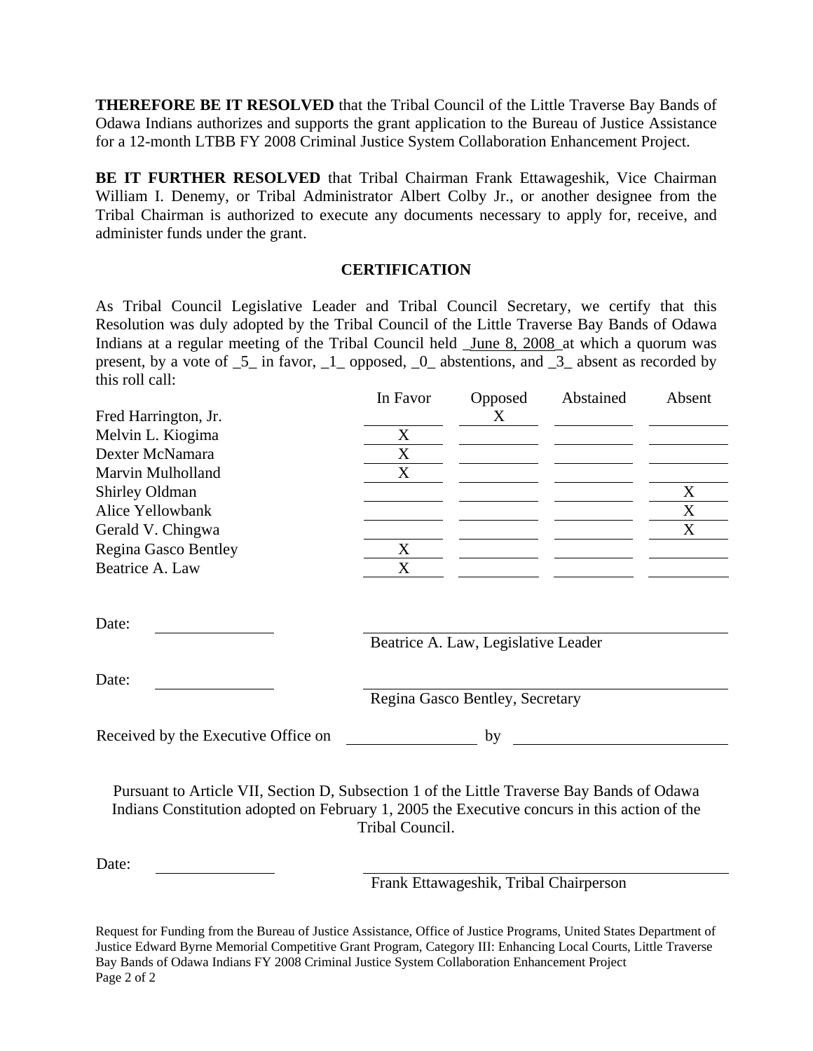**THEREFORE BE IT RESOLVED** that the Tribal Council of the Little Traverse Bay Bands of Odawa Indians authorizes and supports the grant application to the Bureau of Justice Assistance for a 12-month LTBB FY 2008 Criminal Justice System Collaboration Enhancement Project.

**BE IT FURTHER RESOLVED** that Tribal Chairman Frank Ettawageshik, Vice Chairman William I. Denemy, or Tribal Administrator Albert Colby Jr., or another designee from the Tribal Chairman is authorized to execute any documents necessary to apply for, receive, and administer funds under the grant.

## CERTIFICATION

As Tribal Council Legislative Leader and Tribal Council Secretary, we certify that this Resolution was duly adopted by the Tribal Council of the Little Traverse Bay Bands of Odawa Indians at a regular meeting of the Tribal Council held _June 8, 2008_ at which a quorum was present, by a vote of _5_ in favor, _1_ opposed, _0_ abstentions, and _3_ absent as recorded by this roll call:

| | In Favor | Opposed | Abstained | Absent |
|---|---|---|---|---|
| Fred Harrington, Jr. | | X | | |
| Melvin L. Kiogima | X | | | |
| Dexter McNamara | X | | | |
| Marvin Mulholland | X | | | |
| Shirley Oldman | | | | X |
| Alice Yellowbank | | | | X |
| Gerald V. Chingwa | | | | X |
| Regina Gasco Bentley | X | | | |
| Beatrice A. Law | X | | | |

Date: ______________ ______________________________
Beatrice A. Law, Legislative Leader

Date: ______________ ______________________________
Regina Gasco Bentley, Secretary

Received by the Executive Office on ______________ by ______________________

Pursuant to Article VII, Section D, Subsection 1 of the Little Traverse Bay Bands of Odawa Indians Constitution adopted on February 1, 2005 the Executive concurs in this action of the Tribal Council.

Date: ______________ ______________________________
Frank Ettawageshik, Tribal Chairperson

Request for Funding from the Bureau of Justice Assistance, Office of Justice Programs, United States Department of Justice Edward Byrne Memorial Competitive Grant Program, Category III: Enhancing Local Courts, Little Traverse Bay Bands of Odawa Indians FY 2008 Criminal Justice System Collaboration Enhancement Project